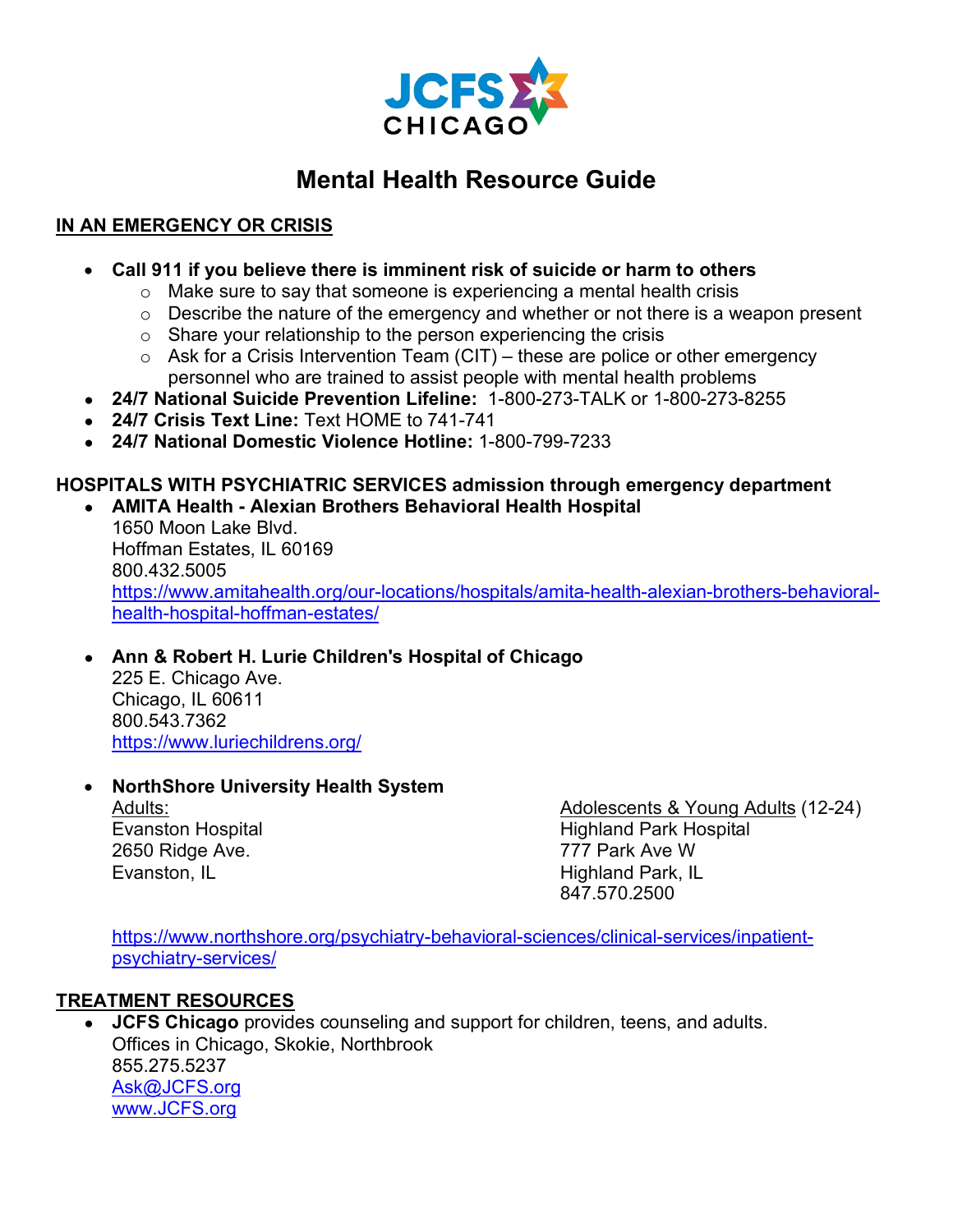JCFS CHICAGO

# Mental Health Resource Guide

## IN AN EMERGENCY OR CRISIS

- **Call 911 if you believe there is imminent risk of suicide or harm to others**
  - Make sure to say that someone is experiencing a mental health crisis
  - Describe the nature of the emergency and whether or not there is a weapon present
  - Share your relationship to the person experiencing the crisis
  - Ask for a Crisis Intervention Team (CIT) – these are police or other emergency personnel who are trained to assist people with mental health problems
- **24/7 National Suicide Prevention Lifeline:** 1-800-273-TALK or 1-800-273-8255
- **24/7 Crisis Text Line:** Text HOME to 741-741
- **24/7 National Domestic Violence Hotline:** 1-800-799-7233

## HOSPITALS WITH PSYCHIATRIC SERVICES admission through emergency department

- **AMITA Health - Alexian Brothers Behavioral Health Hospital**
  1650 Moon Lake Blvd.
  Hoffman Estates, IL 60169
  800.432.5005
  https://www.amitahealth.org/our-locations/hospitals/amita-health-alexian-brothers-behavioral-health-hospital-hoffman-estates/

- **Ann & Robert H. Lurie Children's Hospital of Chicago**
  225 E. Chicago Ave.
  Chicago, IL 60611
  800.543.7362
  https://www.luriechildrens.org/

- **NorthShore University Health System**
  Adults:
  Evanston Hospital
  2650 Ridge Ave.
  Evanston, IL

  Adolescents & Young Adults (12-24)
  Highland Park Hospital
  777 Park Ave W
  Highland Park, IL
  847.570.2500

  https://www.northshore.org/psychiatry-behavioral-sciences/clinical-services/inpatient-psychiatry-services/

## TREATMENT RESOURCES

- **JCFS Chicago** provides counseling and support for children, teens, and adults.
  Offices in Chicago, Skokie, Northbrook
  855.275.5237
  Ask@JCFS.org
  www.JCFS.org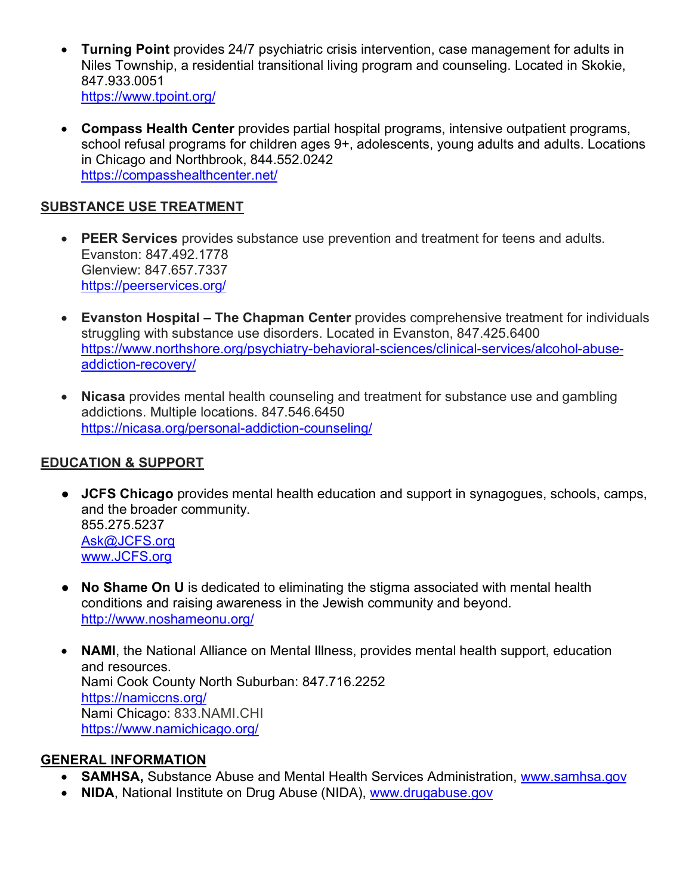- **Turning Point** provides 24/7 psychiatric crisis intervention, case management for adults in Niles Township, a residential transitional living program and counseling. Located in Skokie, 847.933.0051
  https://www.tpoint.org/

- **Compass Health Center** provides partial hospital programs, intensive outpatient programs, school refusal programs for children ages 9+, adolescents, young adults and adults. Locations in Chicago and Northbrook, 844.552.0242
  https://compasshealthcenter.net/

## SUBSTANCE USE TREATMENT

- **PEER Services** provides substance use prevention and treatment for teens and adults.
  Evanston: 847.492.1778
  Glenview: 847.657.7337
  https://peerservices.org/

- **Evanston Hospital – The Chapman Center** provides comprehensive treatment for individuals struggling with substance use disorders. Located in Evanston, 847.425.6400
  https://www.northshore.org/psychiatry-behavioral-sciences/clinical-services/alcohol-abuse-addiction-recovery/

- **Nicasa** provides mental health counseling and treatment for substance use and gambling addictions. Multiple locations. 847.546.6450
  https://nicasa.org/personal-addiction-counseling/

## EDUCATION & SUPPORT

- **JCFS Chicago** provides mental health education and support in synagogues, schools, camps, and the broader community.
  855.275.5237
  Ask@JCFS.org
  www.JCFS.org

- **No Shame On U** is dedicated to eliminating the stigma associated with mental health conditions and raising awareness in the Jewish community and beyond.
  http://www.noshameonu.org/

- **NAMI**, the National Alliance on Mental Illness, provides mental health support, education and resources.
  Nami Cook County North Suburban: 847.716.2252
  https://namiccns.org/
  Nami Chicago: 833.NAMI.CHI
  https://www.namichicago.org/

## GENERAL INFORMATION

- **SAMHSA,** Substance Abuse and Mental Health Services Administration, www.samhsa.gov
- **NIDA**, National Institute on Drug Abuse (NIDA), www.drugabuse.gov